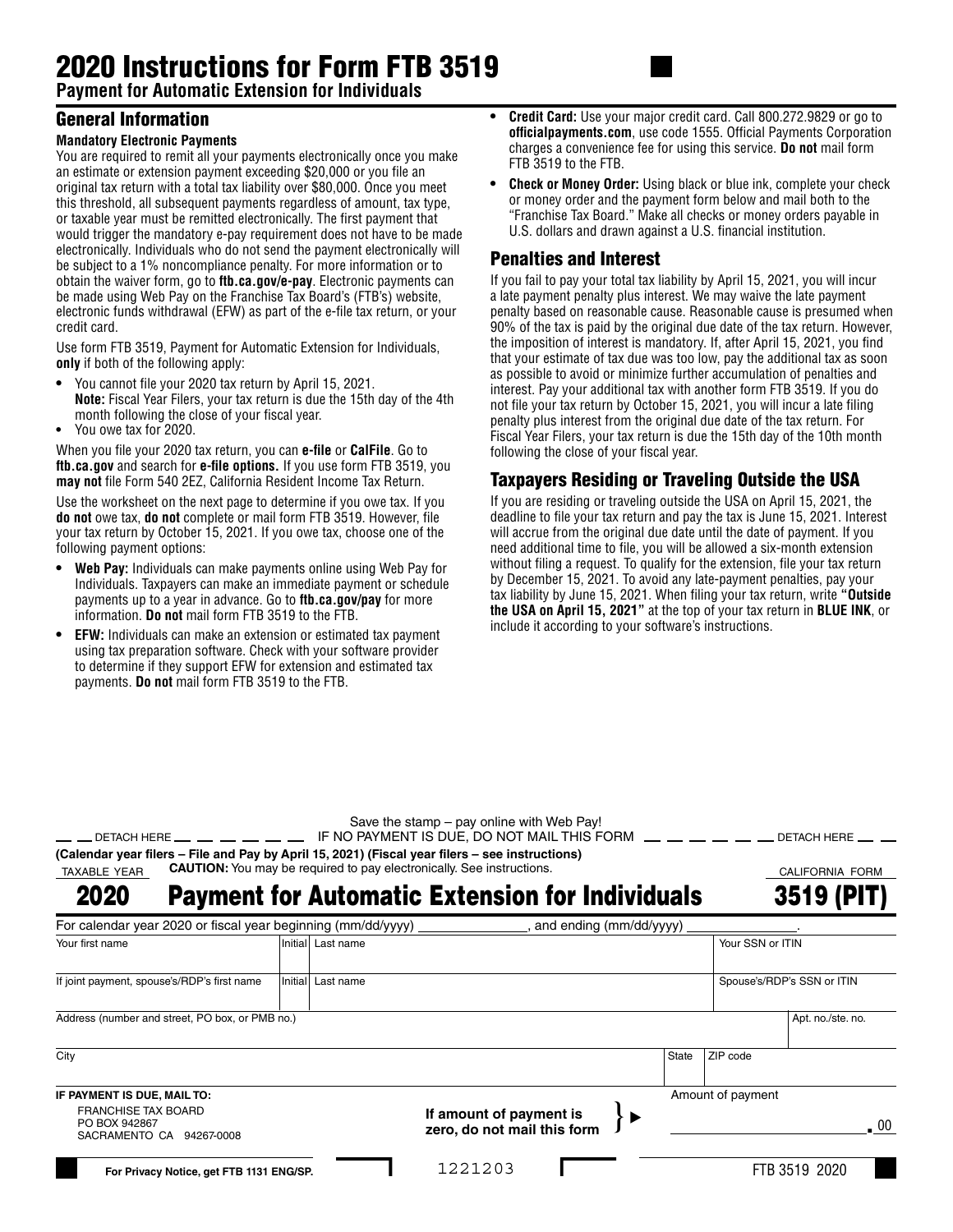# 2020 Instructions for Form FTB 3519

**Payment for Automatic Extension for Individuals**

## General Information

**Mandatory Electronic Payments**

You are required to remit all your payments electronically once you make an estimate or extension payment exceeding $20,000 or you file an original tax return with a total tax liability over $80,000. Once you meet this threshold, all subsequent payments regardless of amount, tax type, or taxable year must be remitted electronically. The first payment that would trigger the mandatory e-pay requirement does not have to be made electronically. Individuals who do not send the payment electronically will be subject to a 1% noncompliance penalty. For more information or to obtain the waiver form, go to **ftb.ca.gov/e-pay**. Electronic payments can be made using Web Pay on the Franchise Tax Board's (FTB's) website, electronic funds withdrawal (EFW) as part of the e-file tax return, or your credit card.

Use form FTB 3519, Payment for Automatic Extension for Individuals, **only** if both of the following apply:

- You cannot file your 2020 tax return by April 15, 2021.
  **Note:** Fiscal Year Filers, your tax return is due the 15th day of the 4th month following the close of your fiscal year.
- You owe tax for 2020.

When you file your 2020 tax return, you can **e-file** or **CalFile**. Go to **ftb.ca.gov** and search for **e-file options.** If you use form FTB 3519, you **may not** file Form 540 2EZ, California Resident Income Tax Return.

Use the worksheet on the next page to determine if you owe tax. If you **do not** owe tax, **do not** complete or mail form FTB 3519. However, file your tax return by October 15, 2021. If you owe tax, choose one of the following payment options:

- **Web Pay:** Individuals can make payments online using Web Pay for Individuals. Taxpayers can make an immediate payment or schedule payments up to a year in advance. Go to **ftb.ca.gov/pay** for more information. **Do not** mail form FTB 3519 to the FTB.
- **EFW:** Individuals can make an extension or estimated tax payment using tax preparation software. Check with your software provider to determine if they support EFW for extension and estimated tax payments. **Do not** mail form FTB 3519 to the FTB.
- **Credit Card:** Use your major credit card. Call 800.272.9829 or go to **officialpayments.com**, use code 1555. Official Payments Corporation charges a convenience fee for using this service. **Do not** mail form FTB 3519 to the FTB.
- **Check or Money Order:** Using black or blue ink, complete your check or money order and the payment form below and mail both to the "Franchise Tax Board." Make all checks or money orders payable in U.S. dollars and drawn against a U.S. financial institution.

## Penalties and Interest

If you fail to pay your total tax liability by April 15, 2021, you will incur a late payment penalty plus interest. We may waive the late payment penalty based on reasonable cause. Reasonable cause is presumed when 90% of the tax is paid by the original due date of the tax return. However, the imposition of interest is mandatory. If, after April 15, 2021, you find that your estimate of tax due was too low, pay the additional tax as soon as possible to avoid or minimize further accumulation of penalties and interest. Pay your additional tax with another form FTB 3519. If you do not file your tax return by October 15, 2021, you will incur a late filing penalty plus interest from the original due date of the tax return. For Fiscal Year Filers, your tax return is due the 15th day of the 10th month following the close of your fiscal year.

## Taxpayers Residing or Traveling Outside the USA

If you are residing or traveling outside the USA on April 15, 2021, the deadline to file your tax return and pay the tax is June 15, 2021. Interest will accrue from the original due date until the date of payment. If you need additional time to file, you will be allowed a six-month extension without filing a request. To qualify for the extension, file your tax return by December 15, 2021. To avoid any late-payment penalties, pay your tax liability by June 15, 2021. When filing your tax return, write **"Outside the USA on April 15, 2021"** at the top of your tax return in **BLUE INK**, or include it according to your software's instructions.

---

Save the stamp – pay online with Web Pay!

DETACH HERE — IF NO PAYMENT IS DUE, DO NOT MAIL THIS FORM — DETACH HERE

**(Calendar year filers – File and Pay by April 15, 2021) (Fiscal year filers – see instructions)**

TAXABLE YEAR **2020** — **CAUTION:** You may be required to pay electronically. See instructions. — CALIFORNIA FORM **3519 (PIT)**

## Payment for Automatic Extension for Individuals

For calendar year 2020 or fiscal year beginning (mm/dd/yyyy) ______________, and ending (mm/dd/yyyy) ______________.

| Your first name | Initial | Last name | Your SSN or ITIN |
|---|---|---|---|
| If joint payment, spouse's/RDP's first name | Initial | Last name | Spouse's/RDP's SSN or ITIN |

| Address (number and street, PO box, or PMB no.) | Apt. no./ste. no. |
|---|---|

| City | State | ZIP code |
|---|---|---|

**IF PAYMENT IS DUE, MAIL TO:**
FRANCHISE TAX BOARD
PO BOX 942867
SACRAMENTO CA 94267-0008

**If amount of payment is zero, do not mail this form**

Amount of payment ______________ .00

For Privacy Notice, get FTB 1131 ENG/SP.

1221203

FTB 3519 2020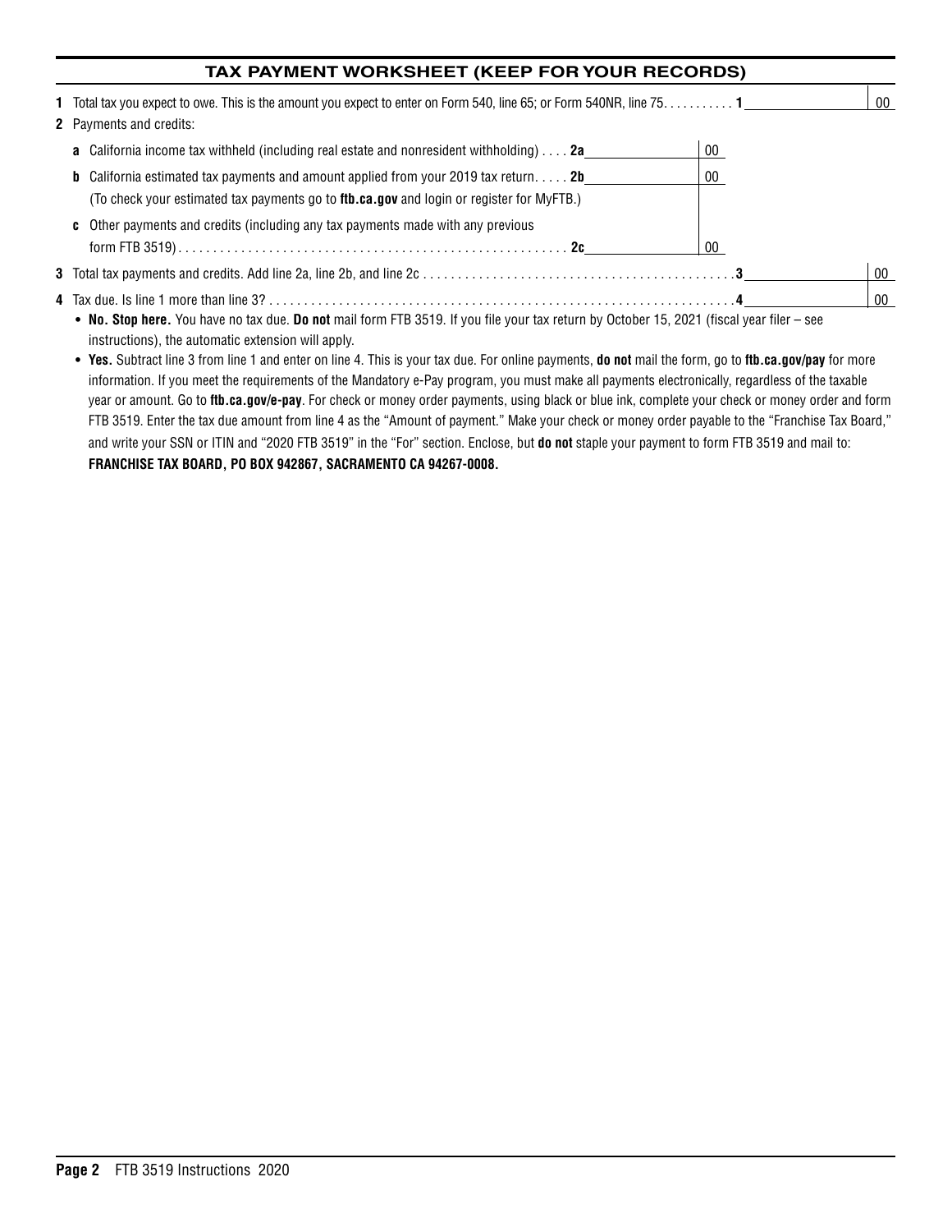## TAX PAYMENT WORKSHEET (KEEP FOR YOUR RECORDS)

**1** Total tax you expect to owe. This is the amount you expect to enter on Form 540, line 65; or Form 540NR, line 75. . . . . . . . . . . **1** ______________ 00

**2** Payments and credits:

**a** California income tax withheld (including real estate and nonresident withholding) . . . . **2a** ______________ 00

**b** California estimated tax payments and amount applied from your 2019 tax return. . . . . **2b** ______________ 00
(To check your estimated tax payments go to **ftb.ca.gov** and login or register for MyFTB.)

**c** Other payments and credits (including any tax payments made with any previous form FTB 3519) . . . . . . . . . . . . . . . . . . . . . . . . . . . . . . . . . . . . . . . . . . . . . . . . . . . . . . **2c** ______________ 00

**3** Total tax payments and credits. Add line 2a, line 2b, and line 2c . . . . . . . . . . . . . . . . . . . . . . . . . . . . . . . . . . . . . . . . . . . . **3** ______________ 00

**4** Tax due. Is line 1 more than line 3? . . . . . . . . . . . . . . . . . . . . . . . . . . . . . . . . . . . . . . . . . . . . . . . . . . . . . . . . . . . . . . . . . . . **4** ______________ 00

- **No. Stop here.** You have no tax due. **Do not** mail form FTB 3519. If you file your tax return by October 15, 2021 (fiscal year filer – see instructions), the automatic extension will apply.
- **Yes.** Subtract line 3 from line 1 and enter on line 4. This is your tax due. For online payments, **do not** mail the form, go to **ftb.ca.gov/pay** for more information. If you meet the requirements of the Mandatory e-Pay program, you must make all payments electronically, regardless of the taxable year or amount. Go to **ftb.ca.gov/e-pay**. For check or money order payments, using black or blue ink, complete your check or money order and form FTB 3519. Enter the tax due amount from line 4 as the "Amount of payment." Make your check or money order payable to the "Franchise Tax Board," and write your SSN or ITIN and "2020 FTB 3519" in the "For" section. Enclose, but **do not** staple your payment to form FTB 3519 and mail to:
**FRANCHISE TAX BOARD, PO BOX 942867, SACRAMENTO CA 94267-0008.**